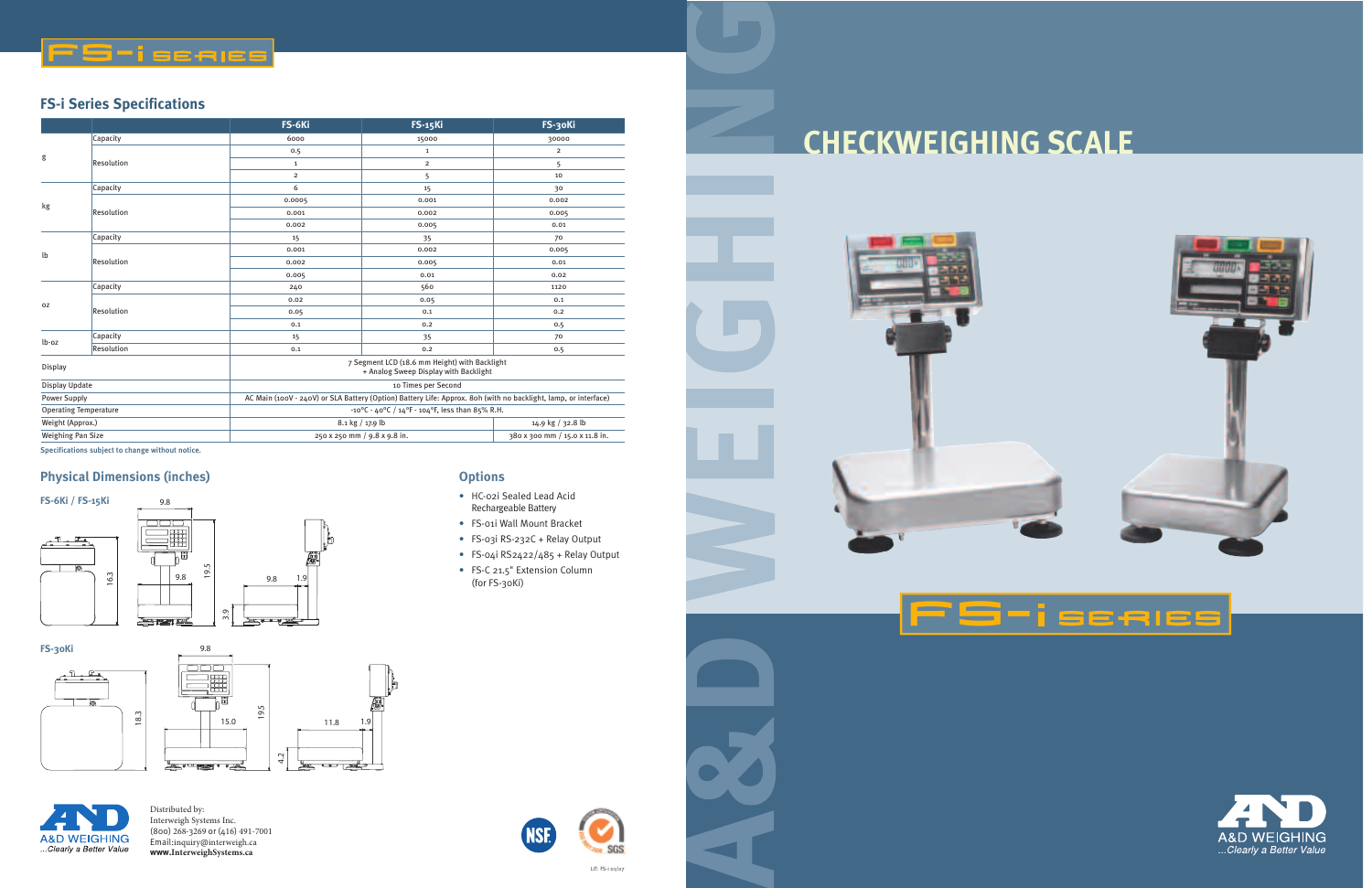# FS-i SERIES

## FS-i Series Specifications

| | | FS-6Ki | FS-15Ki | FS-30Ki |
|---|---|---|---|---|
| g | Capacity | 6000 | 15000 | 30000 |
| | Resolution | 0.5 | 1 | 2 |
| | | 1 | 2 | 5 |
| | | 2 | 5 | 10 |
| kg | Capacity | 6 | 15 | 30 |
| | Resolution | 0.0005 | 0.001 | 0.002 |
| | | 0.001 | 0.002 | 0.005 |
| | | 0.002 | 0.005 | 0.01 |
| lb | Capacity | 15 | 35 | 70 |
| | Resolution | 0.001 | 0.002 | 0.005 |
| | | 0.002 | 0.005 | 0.01 |
| | | 0.005 | 0.01 | 0.02 |
| oz | Capacity | 240 | 560 | 1120 |
| | Resolution | 0.02 | 0.05 | 0.1 |
| | | 0.05 | 0.1 | 0.2 |
| | | 0.1 | 0.2 | 0.5 |
| lb-oz | Capacity | 15 | 35 | 70 |
| | Resolution | 0.1 | 0.2 | 0.5 |
| Display | | 7 Segment LCD (18.6 mm Height) with Backlight + Analog Sweep Display with Backlight | | |
| Display Update | | 10 Times per Second | | |
| Power Supply | | AC Main (100V - 240V) or SLA Battery (Option) Battery Life: Approx. 80h (with no backlight, lamp, or interface) | | |
| Operating Temperature | | -10°C - 40°C / 14°F - 104°F, less than 85% R.H. | | |
| Weight (Approx.) | | 8.1 kg / 17.9 lb | | 14.9 kg / 32.8 lb |
| Weighing Pan Size | | 250 x 250 mm / 9.8 x 9.8 in. | | 380 x 300 mm / 15.0 x 11.8 in. |

Specifications subject to change without notice.

## Physical Dimensions (inches)

**FS-6Ki / FS-15Ki**

9.8
16.3
9.8
19.5
3.9
9.8
1.9

**FS-30Ki**

9.8
18.3
15.0
19.5
4.2
11.8
1.9

## Options

- HC-02i Sealed Lead Acid Rechargeable Battery
- FS-01i Wall Mount Bracket
- FS-03i RS-232C + Relay Output
- FS-04i RS2422/485 + Relay Output
- FS-C 21.5" Extension Column (for FS-30Ki)

A&D WEIGHING
...Clearly a Better Value

Distributed by:
Interweigh Systems Inc.
(800) 268-3269 or (416) 491-7001
Email:inquiry@interweigh.ca
**www.InterweighSystems.ca**

LIT: FS-i 01/07

# CHECKWEIGHING SCALE

# FS-i SERIES

A&D WEIGHING

A&D WEIGHING
...Clearly a Better Value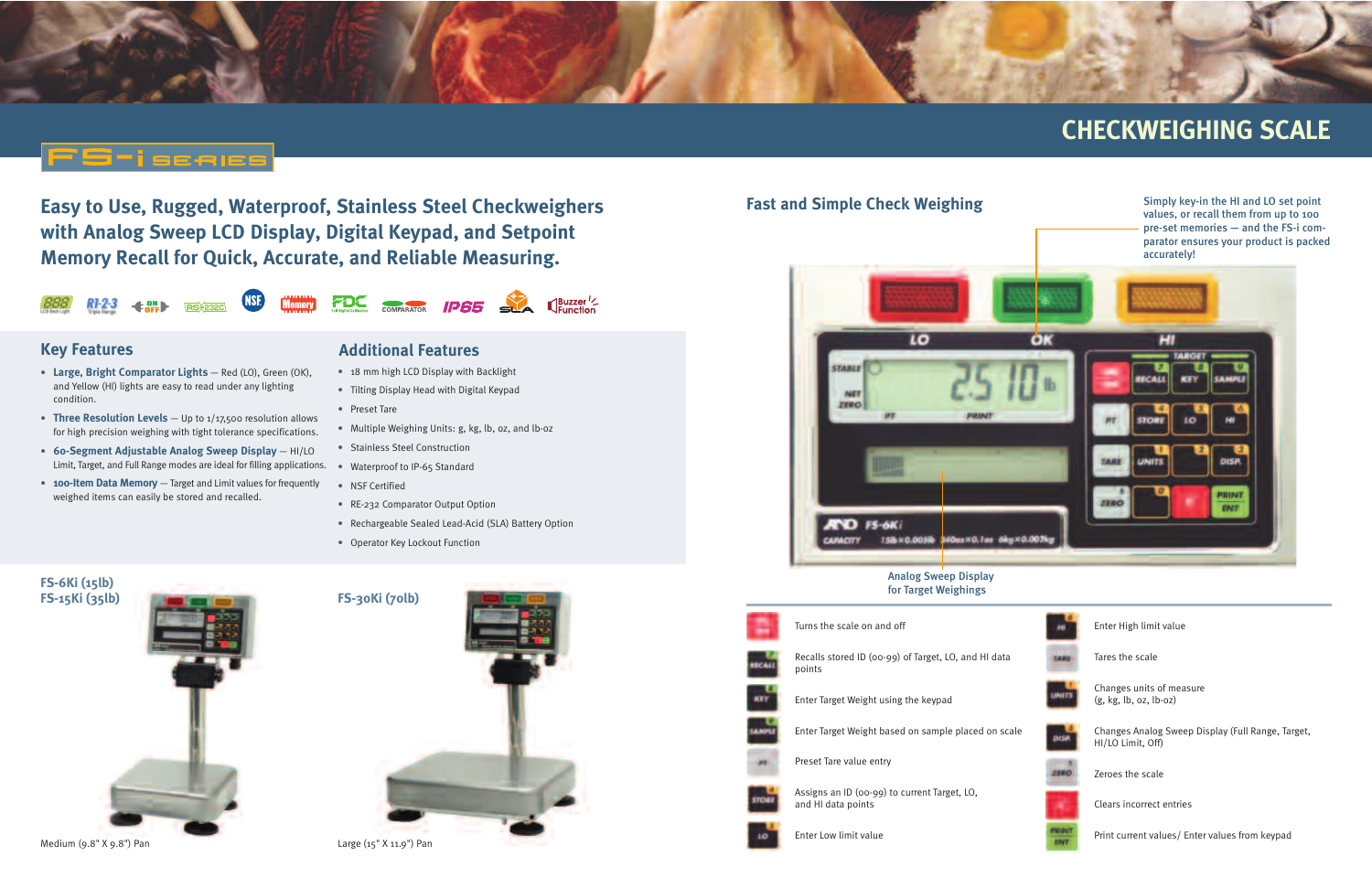# FS-i SERIES

# CHECKWEIGHING SCALE

## Easy to Use, Rugged, Waterproof, Stainless Steel Checkweighers with Analog Sweep LCD Display, Digital Keypad, and Setpoint Memory Recall for Quick, Accurate, and Reliable Measuring.

### Key Features

- **Large, Bright Comparator Lights** — Red (LO), Green (OK), and Yellow (HI) lights are easy to read under any lighting condition.
- **Three Resolution Levels** — Up to 1/17,500 resolution allows for high precision weighing with tight tolerance specifications.
- **60-Segment Adjustable Analog Sweep Display** — HI/LO Limit, Target, and Full Range modes are ideal for filling applications.
- **100-Item Data Memory** — Target and Limit values for frequently weighed items can easily be stored and recalled.

### Additional Features

- 18 mm high LCD Display with Backlight
- Tilting Display Head with Digital Keypad
- Preset Tare
- Multiple Weighing Units: g, kg, lb, oz, and lb-oz
- Stainless Steel Construction
- Waterproof to IP-65 Standard
- NSF Certified
- RE-232 Comparator Output Option
- Rechargeable Sealed Lead-Acid (SLA) Battery Option
- Operator Key Lockout Function

**FS-6Ki (15lb)**
**FS-15Ki (35lb)**

Medium (9.8" X 9.8") Pan

**FS-30Ki (70lb)**

Large (15" X 11.9") Pan

## Fast and Simple Check Weighing

Simply key-in the HI and LO set point values, or recall them from up to 100 pre-set memories — and the FS-i comparator ensures your product is packed accurately!

Analog Sweep Display for Target Weighings

| | |
|---|---|
| Turns the scale on and off | Enter High limit value |
| Recalls stored ID (00-99) of Target, LO, and HI data points | Tares the scale |
| Enter Target Weight using the keypad | Changes units of measure (g, kg, lb, oz, lb-oz) |
| Enter Target Weight based on sample placed on scale | Changes Analog Sweep Display (Full Range, Target, HI/LO Limit, Off) |
| Preset Tare value entry | Zeroes the scale |
| Assigns an ID (00-99) to current Target, LO, and HI data points | Clears incorrect entries |
| Enter Low limit value | Print current values/ Enter values from keypad |